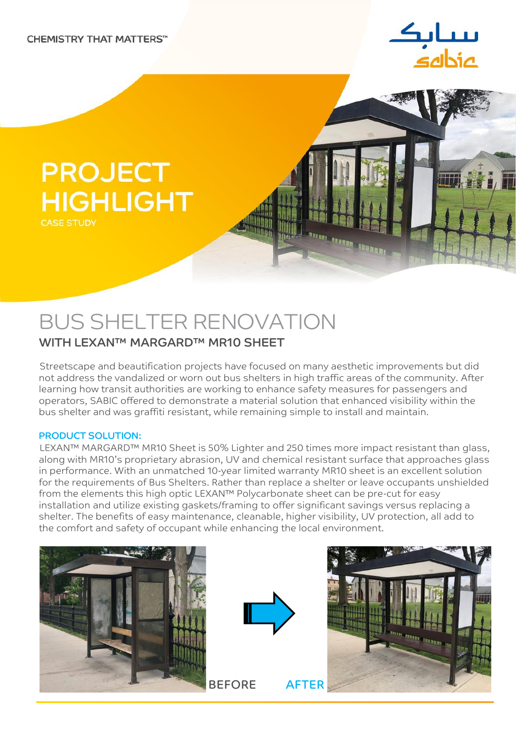CHEMISTRY THAT MATTERS™

# PROJECT HIGHLIGHT

CASE STUDY

# BUS SHELTER RENOVATION

## WITH LEXAN™ MARGARD™ MR10 SHEET

Streetscape and beautification projects have focused on many aesthetic improvements but did not address the vandalized or worn out bus shelters in high traffic areas of the community. After learning how transit authorities are working to enhance safety measures for passengers and operators, SABIC offered to demonstrate a material solution that enhanced visibility within the bus shelter and was graffiti resistant, while remaining simple to install and maintain.

### PRODUCT SOLUTION:

LEXAN™ MARGARD™ MR10 Sheet is 50% Lighter and 250 times more impact resistant than glass, along with MR10's proprietary abrasion, UV and chemical resistant surface that approaches glass in performance. With an unmatched 10-year limited warranty MR10 sheet is an excellent solution for the requirements of Bus Shelters. Rather than replace a shelter or leave occupants unshielded from the elements this high optic LEXAN™ Polycarbonate sheet can be pre-cut for easy installation and utilize existing gaskets/framing to offer significant savings versus replacing a shelter. The benefits of easy maintenance, cleanable, higher visibility, UV protection, all add to the comfort and safety of occupant while enhancing the local environment.

BEFORE AFTER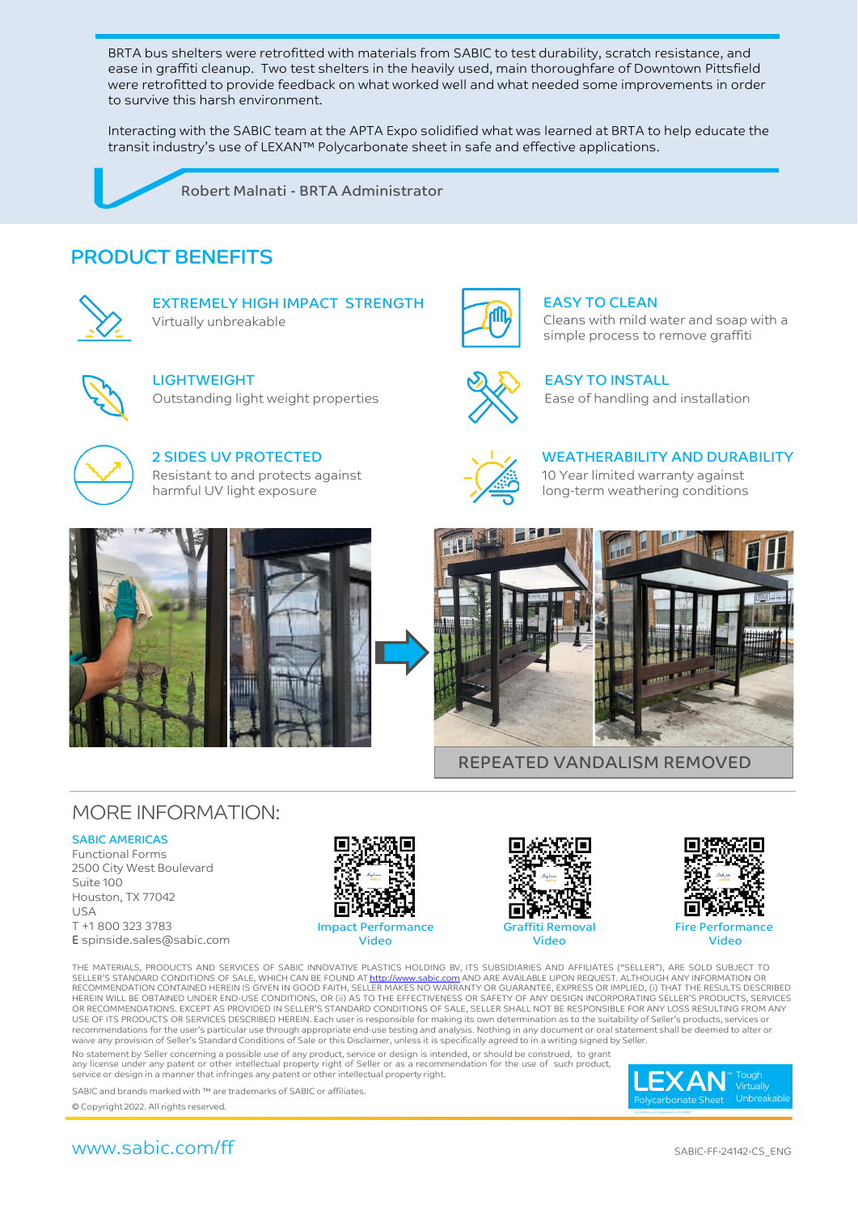BRTA bus shelters were retrofitted with materials from SABIC to test durability, scratch resistance, and ease in graffiti cleanup. Two test shelters in the heavily used, main thoroughfare of Downtown Pittsfield were retrofitted to provide feedback on what worked well and what needed some improvements in order to survive this harsh environment.

Interacting with the SABIC team at the APTA Expo solidified what was learned at BRTA to help educate the transit industry's use of LEXAN™ Polycarbonate sheet in safe and effective applications.

Robert Malnati - BRTA Administrator

## PRODUCT BENEFITS

**EXTREMELY HIGH IMPACT STRENGTH**
Virtually unbreakable

**EASY TO CLEAN**
Cleans with mild water and soap with a simple process to remove graffiti

**LIGHTWEIGHT**
Outstanding light weight properties

**EASY TO INSTALL**
Ease of handling and installation

**2 SIDES UV PROTECTED**
Resistant to and protects against harmful UV light exposure

**WEATHERABILITY AND DURABILITY**
10 Year limited warranty against long-term weathering conditions

REPEATED VANDALISM REMOVED

## MORE INFORMATION:

**SABIC AMERICAS**
Functional Forms
2500 City West Boulevard
Suite 100
Houston, TX 77042
USA
T +1 800 323 3783
E spinside.sales@sabic.com

Impact Performance Video

Graffiti Removal Video

Fire Performance Video

THE MATERIALS, PRODUCTS AND SERVICES OF SABIC INNOVATIVE PLASTICS HOLDING BV, ITS SUBSIDIARIES AND AFFILIATES ("SELLER"), ARE SOLD SUBJECT TO SELLER'S STANDARD CONDITIONS OF SALE, WHICH CAN BE FOUND AT http://www.sabic.com AND ARE AVAILABLE UPON REQUEST. ALTHOUGH ANY INFORMATION OR RECOMMENDATION CONTAINED HEREIN IS GIVEN IN GOOD FAITH, SELLER MAKES NO WARRANTY OR GUARANTEE, EXPRESS OR IMPLIED, (i) THAT THE RESULTS DESCRIBED HEREIN WILL BE OBTAINED UNDER END-USE CONDITIONS, OR (ii) AS TO THE EFFECTIVENESS OR SAFETY OF ANY DESIGN INCORPORATING SELLER'S PRODUCTS, SERVICES OR RECOMMENDATIONS. EXCEPT AS PROVIDED IN SELLER'S STANDARD CONDITIONS OF SALE, SELLER SHALL NOT BE RESPONSIBLE FOR ANY LOSS RESULTING FROM ANY USE OF ITS PRODUCTS OR SERVICES DESCRIBED HEREIN. Each user is responsible for making its own determination as to the suitability of Seller's products, services or recommendations for the user's particular use through appropriate end-use testing and analysis. Nothing in any document or oral statement shall be deemed to alter or waive any provision of Seller's Standard Conditions of Sale or this Disclaimer, unless it is specifically agreed to in a writing signed by Seller.

No statement by Seller concerning a possible use of any product, service or design is intended, or should be construed, to grant any license under any patent or other intellectual property right of Seller or as a recommendation for the use of such product, service or design in a manner that infringes any patent or other intellectual property right.

SABIC and brands marked with ™ are trademarks of SABIC or affiliates.

© Copyright 2022. All rights reserved.

LEXAN™ Polycarbonate Sheet — Tough Virtually Unbreakable

www.sabic.com/ff

SABIC-FF-24142-CS_ENG